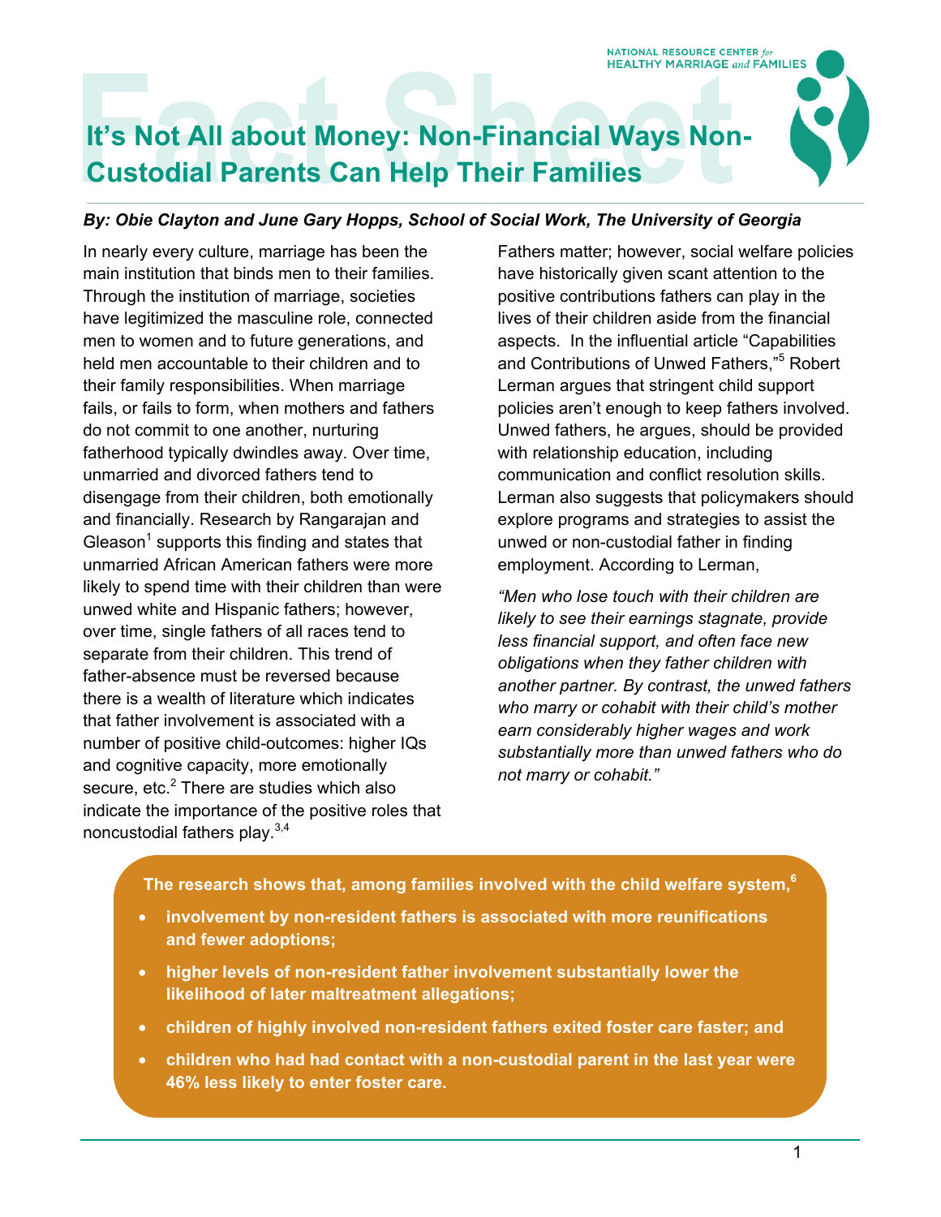# It's Not All about Money: Non-Financial Ways Non-Custodial Parents Can Help Their Families

***By: Obie Clayton and June Gary Hopps, School of Social Work, The University of Georgia***

In nearly every culture, marriage has been the main institution that binds men to their families. Through the institution of marriage, societies have legitimized the masculine role, connected men to women and to future generations, and held men accountable to their children and to their family responsibilities. When marriage fails, or fails to form, when mothers and fathers do not commit to one another, nurturing fatherhood typically dwindles away. Over time, unmarried and divorced fathers tend to disengage from their children, both emotionally and financially. Research by Rangarajan and Gleason[1] supports this finding and states that unmarried African American fathers were more likely to spend time with their children than were unwed white and Hispanic fathers; however, over time, single fathers of all races tend to separate from their children. This trend of father-absence must be reversed because there is a wealth of literature which indicates that father involvement is associated with a number of positive child-outcomes: higher IQs and cognitive capacity, more emotionally secure, etc.[2] There are studies which also indicate the importance of the positive roles that noncustodial fathers play.[3,4]

Fathers matter; however, social welfare policies have historically given scant attention to the positive contributions fathers can play in the lives of their children aside from the financial aspects. In the influential article "Capabilities and Contributions of Unwed Fathers,"[5] Robert Lerman argues that stringent child support policies aren't enough to keep fathers involved. Unwed fathers, he argues, should be provided with relationship education, including communication and conflict resolution skills. Lerman also suggests that policymakers should explore programs and strategies to assist the unwed or non-custodial father in finding employment. According to Lerman,

*"Men who lose touch with their children are likely to see their earnings stagnate, provide less financial support, and often face new obligations when they father children with another partner. By contrast, the unwed fathers who marry or cohabit with their child's mother earn considerably higher wages and work substantially more than unwed fathers who do not marry or cohabit."*

**The research shows that, among families involved with the child welfare system,[6]**

- **involvement by non-resident fathers is associated with more reunifications and fewer adoptions;**
- **higher levels of non-resident father involvement substantially lower the likelihood of later maltreatment allegations;**
- **children of highly involved non-resident fathers exited foster care faster; and**
- **children who had had contact with a non-custodial parent in the last year were 46% less likely to enter foster care.**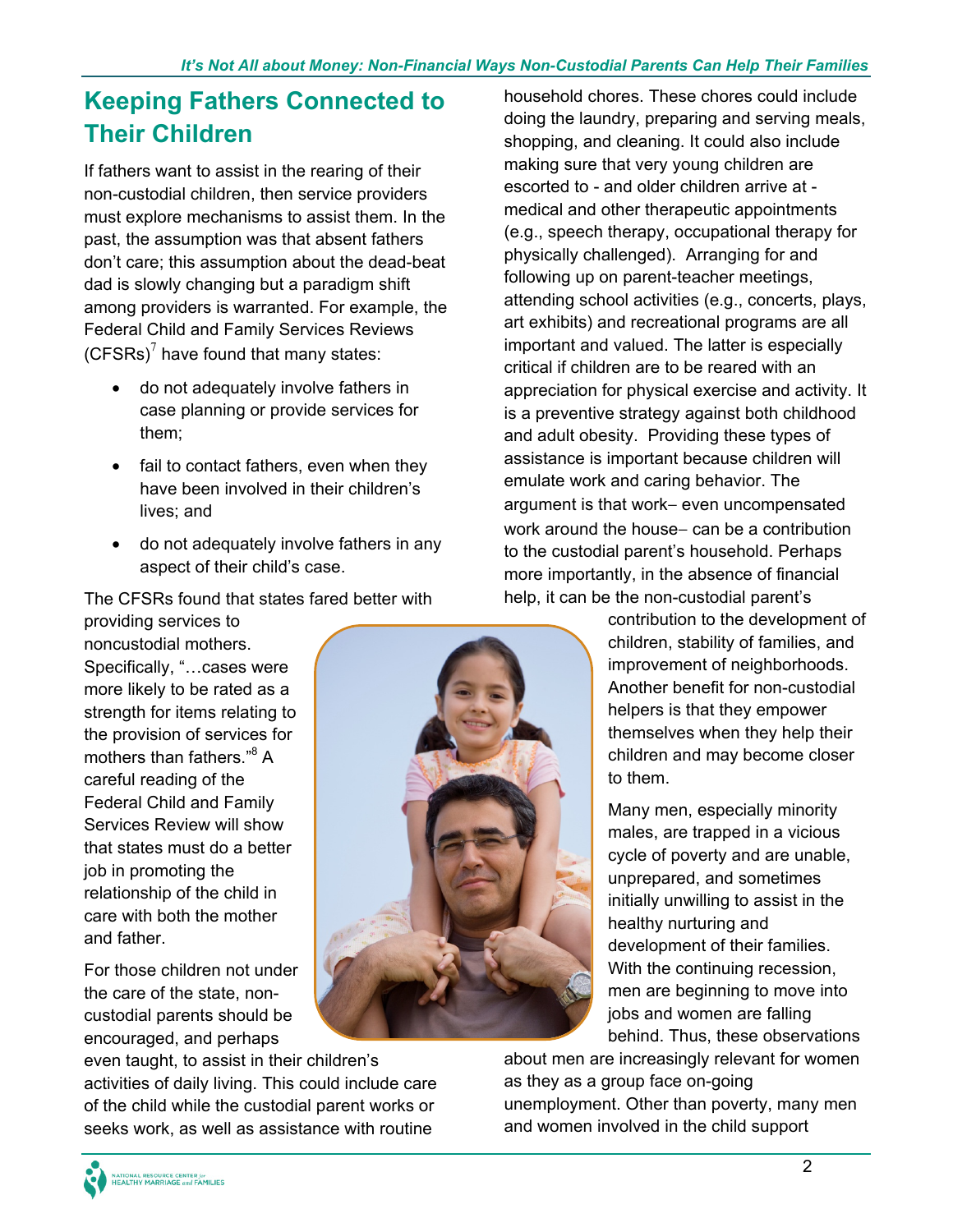## Keeping Fathers Connected to Their Children

If fathers want to assist in the rearing of their non-custodial children, then service providers must explore mechanisms to assist them. In the past, the assumption was that absent fathers don't care; this assumption about the dead-beat dad is slowly changing but a paradigm shift among providers is warranted. For example, the Federal Child and Family Services Reviews (CFSRs)[7] have found that many states:

- do not adequately involve fathers in case planning or provide services for them;
- fail to contact fathers, even when they have been involved in their children's lives; and
- do not adequately involve fathers in any aspect of their child's case.

The CFSRs found that states fared better with providing services to noncustodial mothers. Specifically, "…cases were more likely to be rated as a strength for items relating to the provision of services for mothers than fathers."[8] A careful reading of the Federal Child and Family Services Review will show that states must do a better job in promoting the relationship of the child in care with both the mother and father.

For those children not under the care of the state, non-custodial parents should be encouraged, and perhaps even taught, to assist in their children's activities of daily living. This could include care of the child while the custodial parent works or seeks work, as well as assistance with routine household chores. These chores could include doing the laundry, preparing and serving meals, shopping, and cleaning. It could also include making sure that very young children are escorted to - and older children arrive at - medical and other therapeutic appointments (e.g., speech therapy, occupational therapy for physically challenged). Arranging for and following up on parent-teacher meetings, attending school activities (e.g., concerts, plays, art exhibits) and recreational programs are all important and valued. The latter is especially critical if children are to be reared with an appreciation for physical exercise and activity. It is a preventive strategy against both childhood and adult obesity. Providing these types of assistance is important because children will emulate work and caring behavior. The argument is that work– even uncompensated work around the house– can be a contribution to the custodial parent's household. Perhaps more importantly, in the absence of financial help, it can be the non-custodial parent's contribution to the development of children, stability of families, and improvement of neighborhoods. Another benefit for non-custodial helpers is that they empower themselves when they help their children and may become closer to them.

Many men, especially minority males, are trapped in a vicious cycle of poverty and are unable, unprepared, and sometimes initially unwilling to assist in the healthy nurturing and development of their families. With the continuing recession, men are beginning to move into jobs and women are falling behind. Thus, these observations about men are increasingly relevant for women as they as a group face on-going unemployment. Other than poverty, many men and women involved in the child support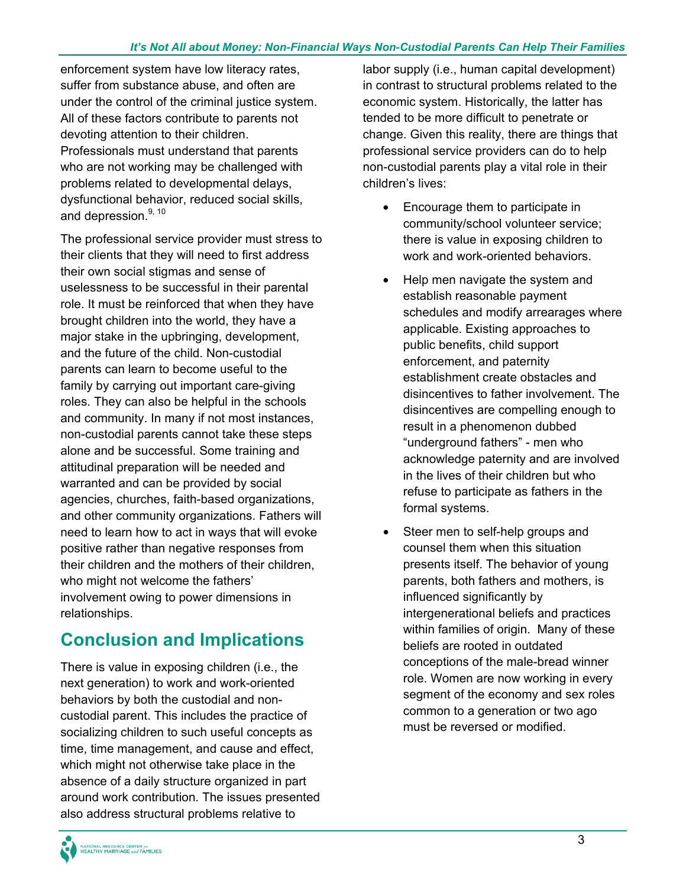enforcement system have low literacy rates, suffer from substance abuse, and often are under the control of the criminal justice system. All of these factors contribute to parents not devoting attention to their children. Professionals must understand that parents who are not working may be challenged with problems related to developmental delays, dysfunctional behavior, reduced social skills, and depression.[9, 10]

The professional service provider must stress to their clients that they will need to first address their own social stigmas and sense of uselessness to be successful in their parental role. It must be reinforced that when they have brought children into the world, they have a major stake in the upbringing, development, and the future of the child. Non-custodial parents can learn to become useful to the family by carrying out important care-giving roles. They can also be helpful in the schools and community. In many if not most instances, non-custodial parents cannot take these steps alone and be successful. Some training and attitudinal preparation will be needed and warranted and can be provided by social agencies, churches, faith-based organizations, and other community organizations. Fathers will need to learn how to act in ways that will evoke positive rather than negative responses from their children and the mothers of their children, who might not welcome the fathers' involvement owing to power dimensions in relationships.

## Conclusion and Implications

There is value in exposing children (i.e., the next generation) to work and work-oriented behaviors by both the custodial and non-custodial parent. This includes the practice of socializing children to such useful concepts as time, time management, and cause and effect, which might not otherwise take place in the absence of a daily structure organized in part around work contribution. The issues presented also address structural problems relative to labor supply (i.e., human capital development) in contrast to structural problems related to the economic system. Historically, the latter has tended to be more difficult to penetrate or change. Given this reality, there are things that professional service providers can do to help non-custodial parents play a vital role in their children's lives:

- Encourage them to participate in community/school volunteer service; there is value in exposing children to work and work-oriented behaviors.
- Help men navigate the system and establish reasonable payment schedules and modify arrearages where applicable. Existing approaches to public benefits, child support enforcement, and paternity establishment create obstacles and disincentives to father involvement. The disincentives are compelling enough to result in a phenomenon dubbed "underground fathers" - men who acknowledge paternity and are involved in the lives of their children but who refuse to participate as fathers in the formal systems.
- Steer men to self-help groups and counsel them when this situation presents itself. The behavior of young parents, both fathers and mothers, is influenced significantly by intergenerational beliefs and practices within families of origin. Many of these beliefs are rooted in outdated conceptions of the male-bread winner role. Women are now working in every segment of the economy and sex roles common to a generation or two ago must be reversed or modified.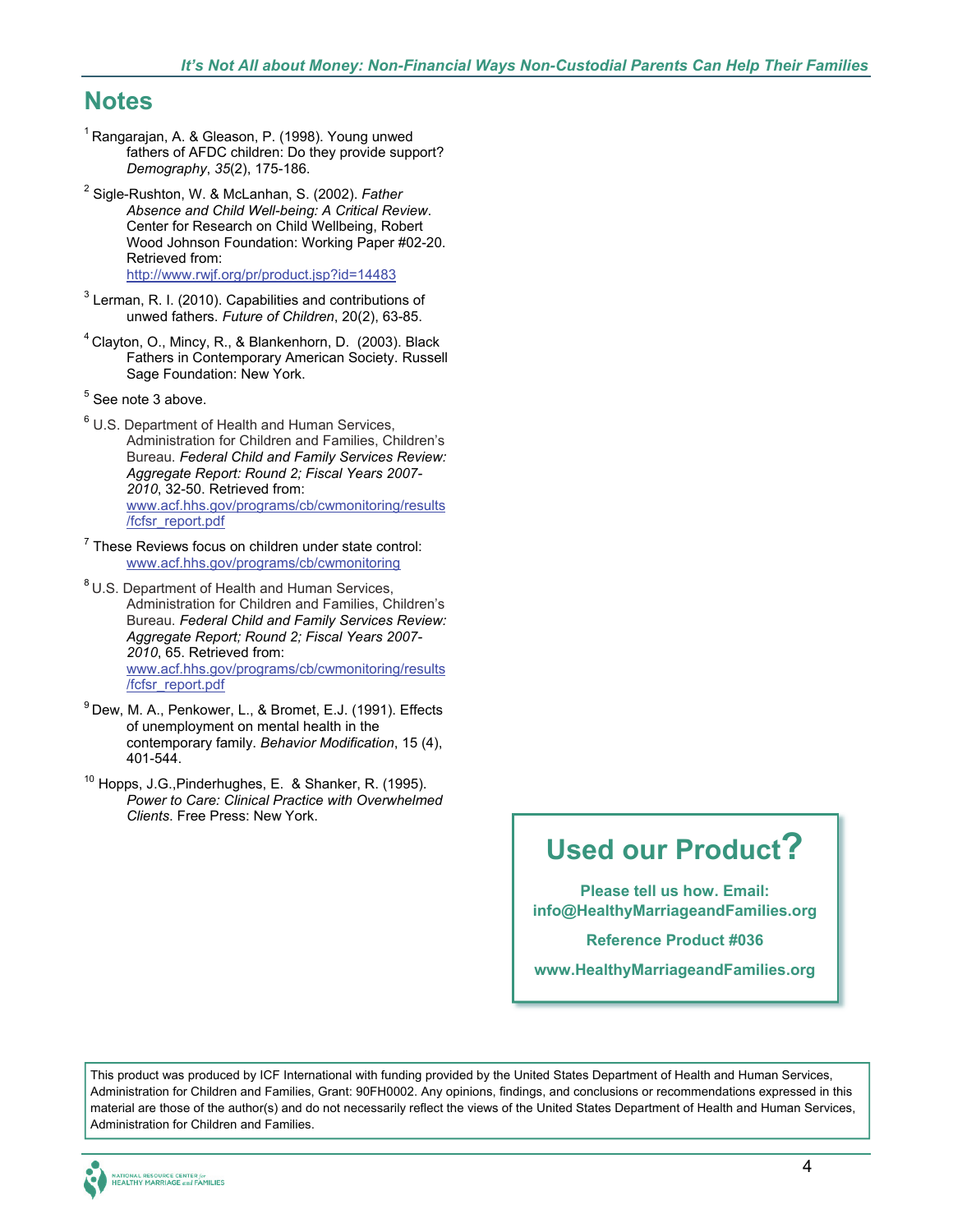## Notes

[1] Rangarajan, A. & Gleason, P. (1998). Young unwed fathers of AFDC children: Do they provide support? *Demography*, *35*(2), 175-186.

[2] Sigle-Rushton, W. & McLanhan, S. (2002). *Father Absence and Child Well-being: A Critical Review*. Center for Research on Child Wellbeing, Robert Wood Johnson Foundation: Working Paper #02-20. Retrieved from: http://www.rwjf.org/pr/product.jsp?id=14483

[3] Lerman, R. I. (2010). Capabilities and contributions of unwed fathers. *Future of Children*, 20(2), 63-85.

[4] Clayton, O., Mincy, R., & Blankenhorn, D. (2003). Black Fathers in Contemporary American Society. Russell Sage Foundation: New York.

[5] See note 3 above.

[6] U.S. Department of Health and Human Services, Administration for Children and Families, Children's Bureau. *Federal Child and Family Services Review: Aggregate Report: Round 2; Fiscal Years 2007-2010*, 32-50. Retrieved from: www.acf.hhs.gov/programs/cb/cwmonitoring/results/fcfsr_report.pdf

[7] These Reviews focus on children under state control: www.acf.hhs.gov/programs/cb/cwmonitoring

[8] U.S. Department of Health and Human Services, Administration for Children and Families, Children's Bureau. *Federal Child and Family Services Review: Aggregate Report; Round 2; Fiscal Years 2007-2010*, 65. Retrieved from: www.acf.hhs.gov/programs/cb/cwmonitoring/results/fcfsr_report.pdf

[9] Dew, M. A., Penkower, L., & Bromet, E.J. (1991). Effects of unemployment on mental health in the contemporary family. *Behavior Modification*, 15 (4), 401-544.

[10] Hopps, J.G.,Pinderhughes, E. & Shanker, R. (1995). *Power to Care: Clinical Practice with Overwhelmed Clients*. Free Press: New York.

**Used our Product?**

**Please tell us how. Email: info@HealthyMarriageandFamilies.org**

**Reference Product #036**

**www.HealthyMarriageandFamilies.org**

This product was produced by ICF International with funding provided by the United States Department of Health and Human Services, Administration for Children and Families, Grant: 90FH0002. Any opinions, findings, and conclusions or recommendations expressed in this material are those of the author(s) and do not necessarily reflect the views of the United States Department of Health and Human Services, Administration for Children and Families.